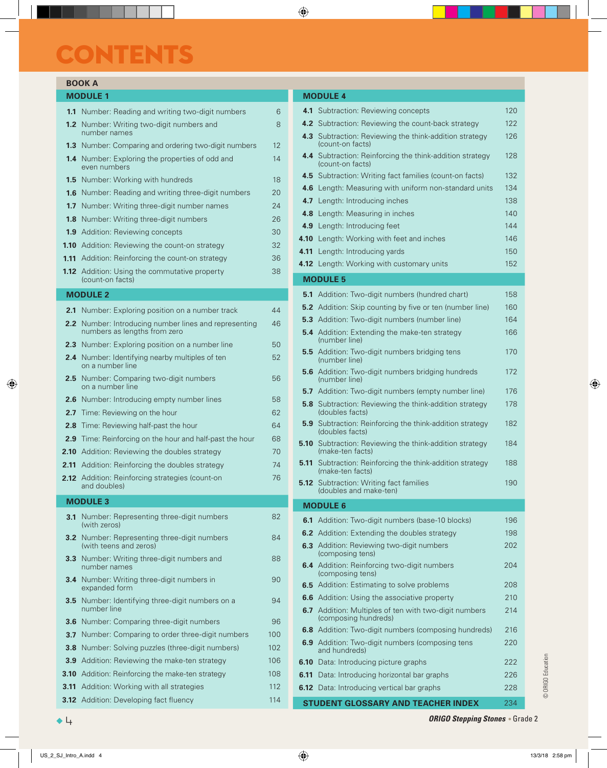# CONTENTS

## BOOK A

### MODULE 1

| | | |
|---|---|---|
| **1.1** | Number: Reading and writing two-digit numbers | 6 |
| **1.2** | Number: Writing two-digit numbers and number names | 8 |
| **1.3** | Number: Comparing and ordering two-digit numbers | 12 |
| **1.4** | Number: Exploring the properties of odd and even numbers | 14 |
| **1.5** | Number: Working with hundreds | 18 |
| **1.6** | Number: Reading and writing three-digit numbers | 20 |
| **1.7** | Number: Writing three-digit number names | 24 |
| **1.8** | Number: Writing three-digit numbers | 26 |
| **1.9** | Addition: Reviewing concepts | 30 |
| **1.10** | Addition: Reviewing the count-on strategy | 32 |
| **1.11** | Addition: Reinforcing the count-on strategy | 36 |
| **1.12** | Addition: Using the commutative property (count-on facts) | 38 |

### MODULE 2

| | | |
|---|---|---|
| **2.1** | Number: Exploring position on a number track | 44 |
| **2.2** | Number: Introducing number lines and representing numbers as lengths from zero | 46 |
| **2.3** | Number: Exploring position on a number line | 50 |
| **2.4** | Number: Identifying nearby multiples of ten on a number line | 52 |
| **2.5** | Number: Comparing two-digit numbers on a number line | 56 |
| **2.6** | Number: Introducing empty number lines | 58 |
| **2.7** | Time: Reviewing on the hour | 62 |
| **2.8** | Time: Reviewing half-past the hour | 64 |
| **2.9** | Time: Reinforcing on the hour and half-past the hour | 68 |
| **2.10** | Addition: Reviewing the doubles strategy | 70 |
| **2.11** | Addition: Reinforcing the doubles strategy | 74 |
| **2.12** | Addition: Reinforcing strategies (count-on and doubles) | 76 |

### MODULE 3

| | | |
|---|---|---|
| **3.1** | Number: Representing three-digit numbers (with zeros) | 82 |
| **3.2** | Number: Representing three-digit numbers (with teens and zeros) | 84 |
| **3.3** | Number: Writing three-digit numbers and number names | 88 |
| **3.4** | Number: Writing three-digit numbers in expanded form | 90 |
| **3.5** | Number: Identifying three-digit numbers on a number line | 94 |
| **3.6** | Number: Comparing three-digit numbers | 96 |
| **3.7** | Number: Comparing to order three-digit numbers | 100 |
| **3.8** | Number: Solving puzzles (three-digit numbers) | 102 |
| **3.9** | Addition: Reviewing the make-ten strategy | 106 |
| **3.10** | Addition: Reinforcing the make-ten strategy | 108 |
| **3.11** | Addition: Working with all strategies | 112 |
| **3.12** | Addition: Developing fact fluency | 114 |

### MODULE 4

| | | |
|---|---|---|
| **4.1** | Subtraction: Reviewing concepts | 120 |
| **4.2** | Subtraction: Reviewing the count-back strategy | 122 |
| **4.3** | Subtraction: Reviewing the think-addition strategy (count-on facts) | 126 |
| **4.4** | Subtraction: Reinforcing the think-addition strategy (count-on facts) | 128 |
| **4.5** | Subtraction: Writing fact families (count-on facts) | 132 |
| **4.6** | Length: Measuring with uniform non-standard units | 134 |
| **4.7** | Length: Introducing inches | 138 |
| **4.8** | Length: Measuring in inches | 140 |
| **4.9** | Length: Introducing feet | 144 |
| **4.10** | Length: Working with feet and inches | 146 |
| **4.11** | Length: Introducing yards | 150 |
| **4.12** | Length: Working with customary units | 152 |

### MODULE 5

| | | |
|---|---|---|
| **5.1** | Addition: Two-digit numbers (hundred chart) | 158 |
| **5.2** | Addition: Skip counting by five or ten (number line) | 160 |
| **5.3** | Addition: Two-digit numbers (number line) | 164 |
| **5.4** | Addition: Extending the make-ten strategy (number line) | 166 |
| **5.5** | Addition: Two-digit numbers bridging tens (number line) | 170 |
| **5.6** | Addition: Two-digit numbers bridging hundreds (number line) | 172 |
| **5.7** | Addition: Two-digit numbers (empty number line) | 176 |
| **5.8** | Subtraction: Reviewing the think-addition strategy (doubles facts) | 178 |
| **5.9** | Subtraction: Reinforcing the think-addition strategy (doubles facts) | 182 |
| **5.10** | Subtraction: Reviewing the think-addition strategy (make-ten facts) | 184 |
| **5.11** | Subtraction: Reinforcing the think-addition strategy (make-ten facts) | 188 |
| **5.12** | Subtraction: Writing fact families (doubles and make-ten) | 190 |

### MODULE 6

| | | |
|---|---|---|
| **6.1** | Addition: Two-digit numbers (base-10 blocks) | 196 |
| **6.2** | Addition: Extending the doubles strategy | 198 |
| **6.3** | Addition: Reviewing two-digit numbers (composing tens) | 202 |
| **6.4** | Addition: Reinforcing two-digit numbers (composing tens) | 204 |
| **6.5** | Addition: Estimating to solve problems | 208 |
| **6.6** | Addition: Using the associative property | 210 |
| **6.7** | Addition: Multiples of ten with two-digit numbers (composing hundreds) | 214 |
| **6.8** | Addition: Two-digit numbers (composing hundreds) | 216 |
| **6.9** | Addition: Two-digit numbers (composing tens and hundreds) | 220 |
| **6.10** | Data: Introducing picture graphs | 222 |
| **6.11** | Data: Introducing horizontal bar graphs | 226 |
| **6.12** | Data: Introducing vertical bar graphs | 228 |

### STUDENT GLOSSARY AND TEACHER INDEX — 234

© ORIGO Education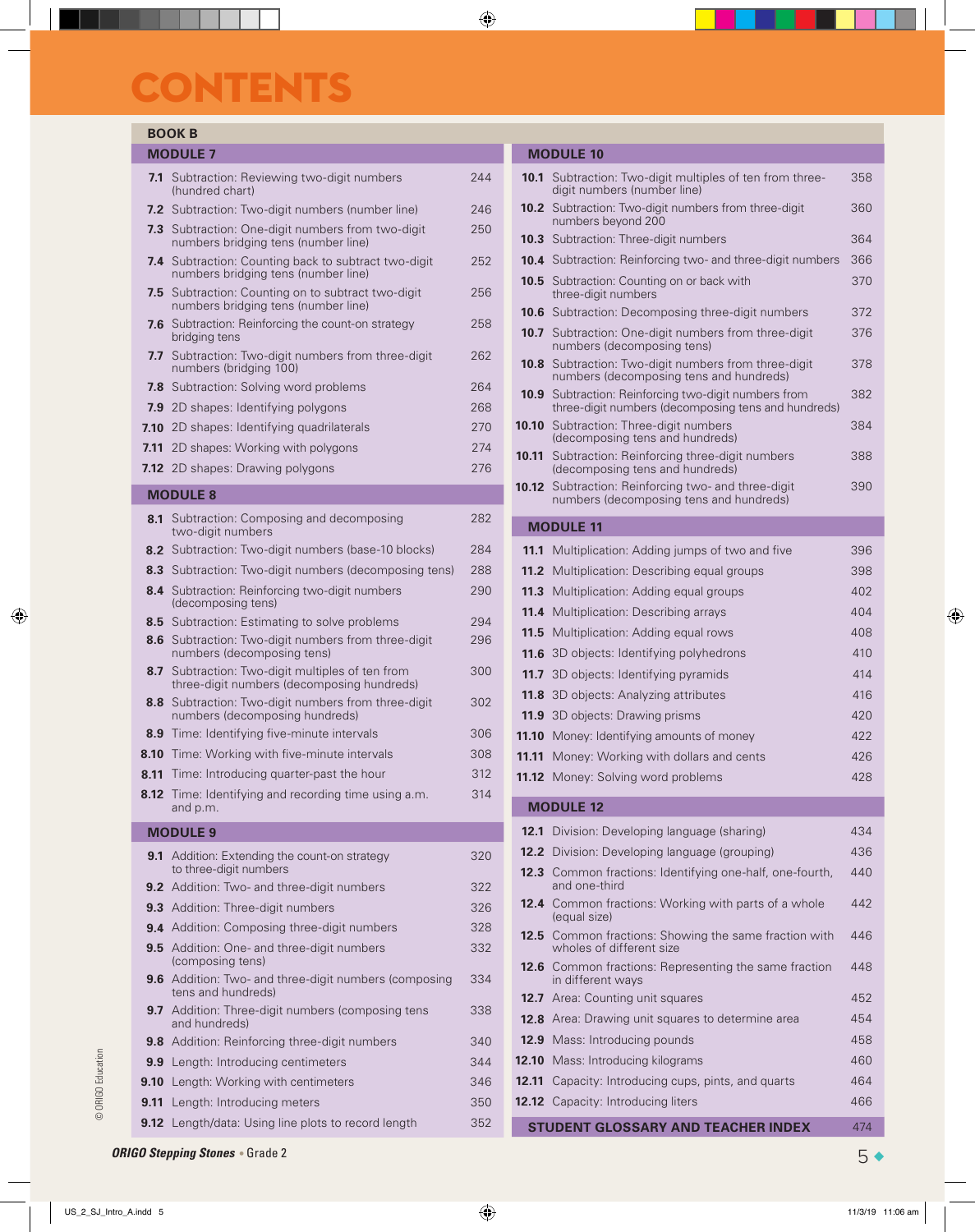# CONTENTS

## BOOK B

### MODULE 7

| | | |
|---|---|---|
| **7.1** | Subtraction: Reviewing two-digit numbers (hundred chart) | 244 |
| **7.2** | Subtraction: Two-digit numbers (number line) | 246 |
| **7.3** | Subtraction: One-digit numbers from two-digit numbers bridging tens (number line) | 250 |
| **7.4** | Subtraction: Counting back to subtract two-digit numbers bridging tens (number line) | 252 |
| **7.5** | Subtraction: Counting on to subtract two-digit numbers bridging tens (number line) | 256 |
| **7.6** | Subtraction: Reinforcing the count-on strategy bridging tens | 258 |
| **7.7** | Subtraction: Two-digit numbers from three-digit numbers (bridging 100) | 262 |
| **7.8** | Subtraction: Solving word problems | 264 |
| **7.9** | 2D shapes: Identifying polygons | 268 |
| **7.10** | 2D shapes: Identifying quadrilaterals | 270 |
| **7.11** | 2D shapes: Working with polygons | 274 |
| **7.12** | 2D shapes: Drawing polygons | 276 |

### MODULE 8

| | | |
|---|---|---|
| **8.1** | Subtraction: Composing and decomposing two-digit numbers | 282 |
| **8.2** | Subtraction: Two-digit numbers (base-10 blocks) | 284 |
| **8.3** | Subtraction: Two-digit numbers (decomposing tens) | 288 |
| **8.4** | Subtraction: Reinforcing two-digit numbers (decomposing tens) | 290 |
| **8.5** | Subtraction: Estimating to solve problems | 294 |
| **8.6** | Subtraction: Two-digit numbers from three-digit numbers (decomposing tens) | 296 |
| **8.7** | Subtraction: Two-digit multiples of ten from three-digit numbers (decomposing hundreds) | 300 |
| **8.8** | Subtraction: Two-digit numbers from three-digit numbers (decomposing hundreds) | 302 |
| **8.9** | Time: Identifying five-minute intervals | 306 |
| **8.10** | Time: Working with five-minute intervals | 308 |
| **8.11** | Time: Introducing quarter-past the hour | 312 |
| **8.12** | Time: Identifying and recording time using a.m. and p.m. | 314 |

### MODULE 9

| | | |
|---|---|---|
| **9.1** | Addition: Extending the count-on strategy to three-digit numbers | 320 |
| **9.2** | Addition: Two- and three-digit numbers | 322 |
| **9.3** | Addition: Three-digit numbers | 326 |
| **9.4** | Addition: Composing three-digit numbers | 328 |
| **9.5** | Addition: One- and three-digit numbers (composing tens) | 332 |
| **9.6** | Addition: Two- and three-digit numbers (composing tens and hundreds) | 334 |
| **9.7** | Addition: Three-digit numbers (composing tens and hundreds) | 338 |
| **9.8** | Addition: Reinforcing three-digit numbers | 340 |
| **9.9** | Length: Introducing centimeters | 344 |
| **9.10** | Length: Working with centimeters | 346 |
| **9.11** | Length: Introducing meters | 350 |
| **9.12** | Length/data: Using line plots to record length | 352 |

### MODULE 10

| | | |
|---|---|---|
| **10.1** | Subtraction: Two-digit multiples of ten from three-digit numbers (number line) | 358 |
| **10.2** | Subtraction: Two-digit numbers from three-digit numbers beyond 200 | 360 |
| **10.3** | Subtraction: Three-digit numbers | 364 |
| **10.4** | Subtraction: Reinforcing two- and three-digit numbers | 366 |
| **10.5** | Subtraction: Counting on or back with three-digit numbers | 370 |
| **10.6** | Subtraction: Decomposing three-digit numbers | 372 |
| **10.7** | Subtraction: One-digit numbers from three-digit numbers (decomposing tens) | 376 |
| **10.8** | Subtraction: Two-digit numbers from three-digit numbers (decomposing tens and hundreds) | 378 |
| **10.9** | Subtraction: Reinforcing two-digit numbers from three-digit numbers (decomposing tens and hundreds) | 382 |
| **10.10** | Subtraction: Three-digit numbers (decomposing tens and hundreds) | 384 |
| **10.11** | Subtraction: Reinforcing three-digit numbers (decomposing tens and hundreds) | 388 |
| **10.12** | Subtraction: Reinforcing two- and three-digit numbers (decomposing tens and hundreds) | 390 |

### MODULE 11

| | | |
|---|---|---|
| **11.1** | Multiplication: Adding jumps of two and five | 396 |
| **11.2** | Multiplication: Describing equal groups | 398 |
| **11.3** | Multiplication: Adding equal groups | 402 |
| **11.4** | Multiplication: Describing arrays | 404 |
| **11.5** | Multiplication: Adding equal rows | 408 |
| **11.6** | 3D objects: Identifying polyhedrons | 410 |
| **11.7** | 3D objects: Identifying pyramids | 414 |
| **11.8** | 3D objects: Analyzing attributes | 416 |
| **11.9** | 3D objects: Drawing prisms | 420 |
| **11.10** | Money: Identifying amounts of money | 422 |
| **11.11** | Money: Working with dollars and cents | 426 |
| **11.12** | Money: Solving word problems | 428 |

### MODULE 12

| | | |
|---|---|---|
| **12.1** | Division: Developing language (sharing) | 434 |
| **12.2** | Division: Developing language (grouping) | 436 |
| **12.3** | Common fractions: Identifying one-half, one-fourth, and one-third | 440 |
| **12.4** | Common fractions: Working with parts of a whole (equal size) | 442 |
| **12.5** | Common fractions: Showing the same fraction with wholes of different size | 446 |
| **12.6** | Common fractions: Representing the same fraction in different ways | 448 |
| **12.7** | Area: Counting unit squares | 452 |
| **12.8** | Area: Drawing unit squares to determine area | 454 |
| **12.9** | Mass: Introducing pounds | 458 |
| **12.10** | Mass: Introducing kilograms | 460 |
| **12.11** | Capacity: Introducing cups, pints, and quarts | 464 |
| **12.12** | Capacity: Introducing liters | 466 |

### STUDENT GLOSSARY AND TEACHER INDEX — 474

© ORIGO Education

***ORIGO Stepping Stones*** • Grade 2